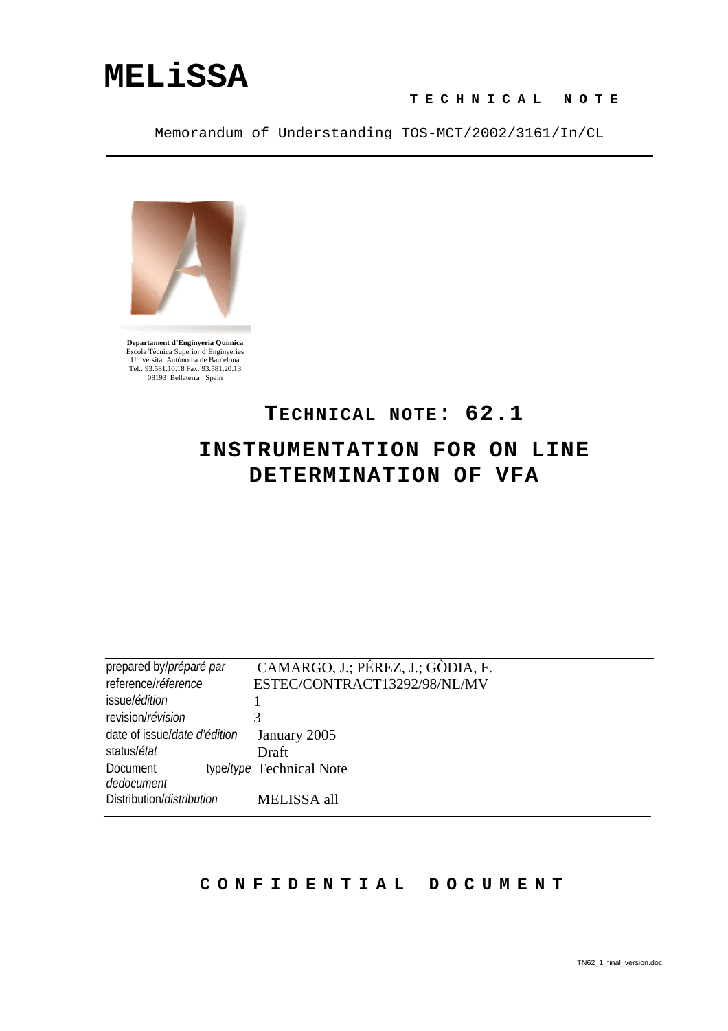# MELiSSA

**TECHNICAL NOTE**

Memorandum of Understanding TOS-MCT/2002/3161/In/CL

**Departament d'Enginyeria Química**
Escola Tècnica Superior d'Enginyeries
Universitat Autònoma de Barcelona
Tel.: 93.581.10.18 Fax: 93.581.20.13
08193 Bellaterra Spain

## TECHNICAL NOTE: 62.1

## INSTRUMENTATION FOR ON LINE DETERMINATION OF VFA

| | |
|---|---|
| prepared by/*préparé par* | CAMARGO, J.; PÉREZ, J.; GÒDIA, F. |
| reference/*réference* | ESTEC/CONTRACT13292/98/NL/MV |
| issue/*édition* | 1 |
| revision/*révision* | 3 |
| date of issue/*date d'édition* | January 2005 |
| status/*état* | Draft |
| Document type/*type de document* | Technical Note |
| Distribution/*distribution* | MELISSA all |

**CONFIDENTIAL DOCUMENT**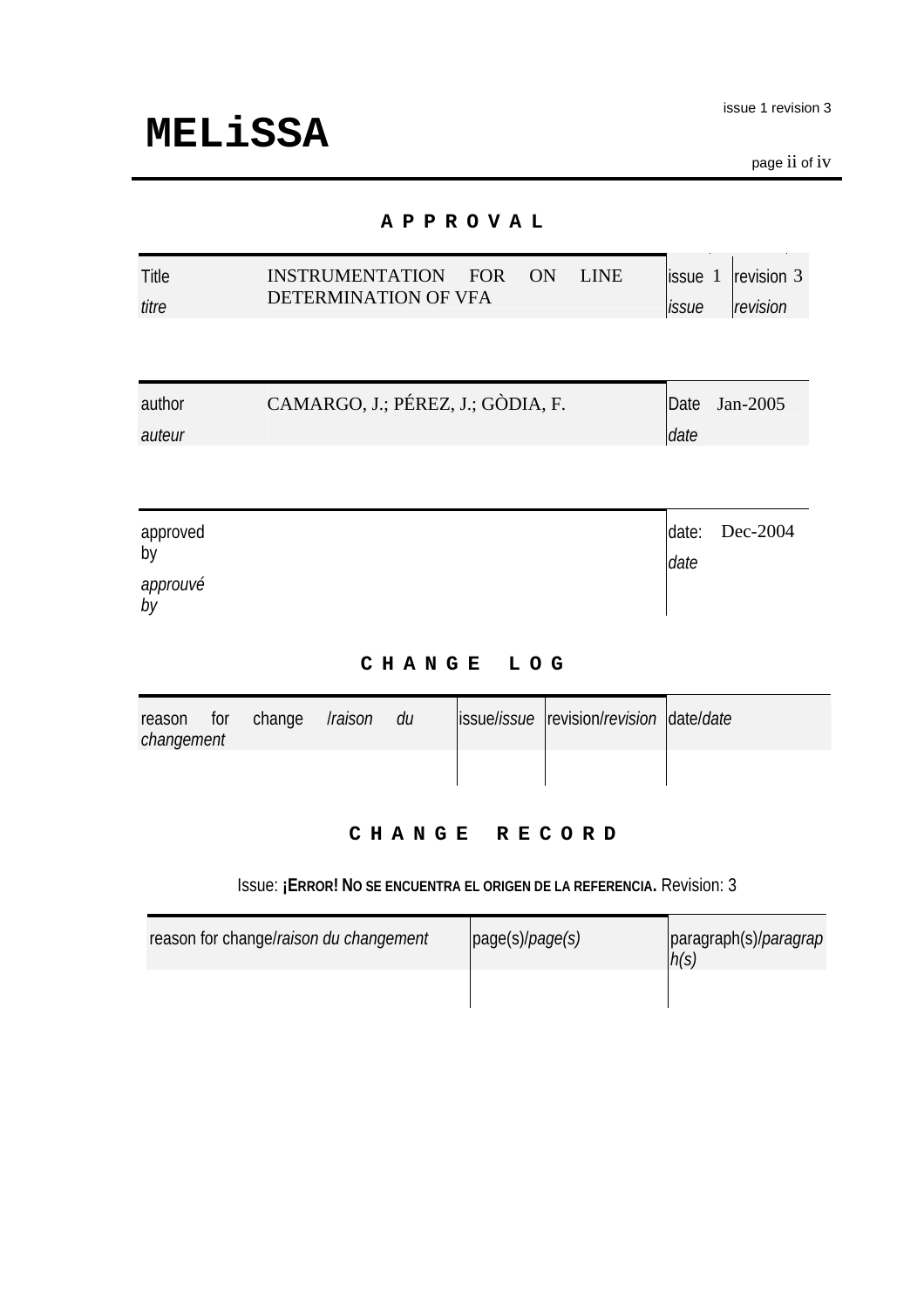## APPROVAL

| Title *titre* | INSTRUMENTATION FOR ON LINE DETERMINATION OF VFA | issue 1 *issue* | revision 3 *revision* |
|---|---|---|---|

| author *auteur* | CAMARGO, J.; PÉREZ, J.; GÒDIA, F. | Date Jan-2005 *date* |
|---|---|---|

| approved by *approuvé by* | | date: Dec-2004 *date* |
|---|---|---|

## CHANGE LOG

| reason for change /*raison du changement* | issue/*issue* | revision/*revision* | date/*date* |
|---|---|---|---|
| | | | |

## CHANGE RECORD

Issue: **¡ERROR! NO SE ENCUENTRA EL ORIGEN DE LA REFERENCIA.** Revision: 3

| reason for change/*raison du changement* | page(s)/*page(s)* | paragraph(s)/*paragraph(s)* |
|---|---|---|
| | | |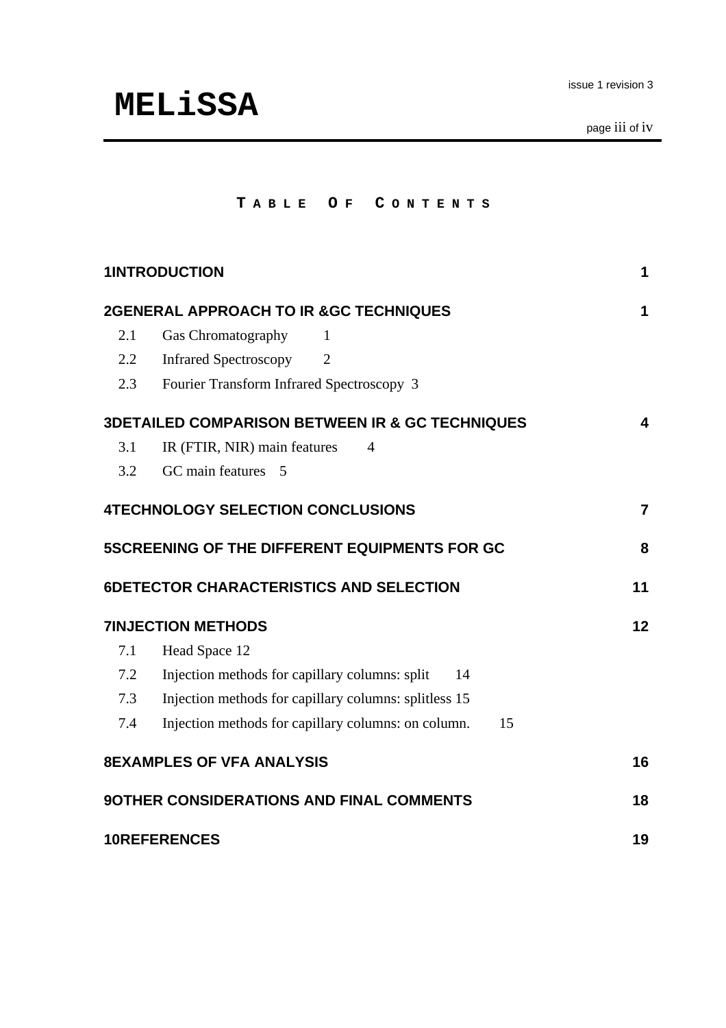# TABLE OF CONTENTS

**1INTRODUCTION** **1**

**2GENERAL APPROACH TO IR &GC TECHNIQUES** **1**

- 2.1 Gas Chromatography 1
- 2.2 Infrared Spectroscopy 2
- 2.3 Fourier Transform Infrared Spectroscopy 3

**3DETAILED COMPARISON BETWEEN IR & GC TECHNIQUES** **4**

- 3.1 IR (FTIR, NIR) main features 4
- 3.2 GC main features 5

**4TECHNOLOGY SELECTION CONCLUSIONS** **7**

**5SCREENING OF THE DIFFERENT EQUIPMENTS FOR GC** **8**

**6DETECTOR CHARACTERISTICS AND SELECTION** **11**

**7INJECTION METHODS** **12**

- 7.1 Head Space 12
- 7.2 Injection methods for capillary columns: split 14
- 7.3 Injection methods for capillary columns: splitless 15
- 7.4 Injection methods for capillary columns: on column. 15

**8EXAMPLES OF VFA ANALYSIS** **16**

**9OTHER CONSIDERATIONS AND FINAL COMMENTS** **18**

**10REFERENCES** **19**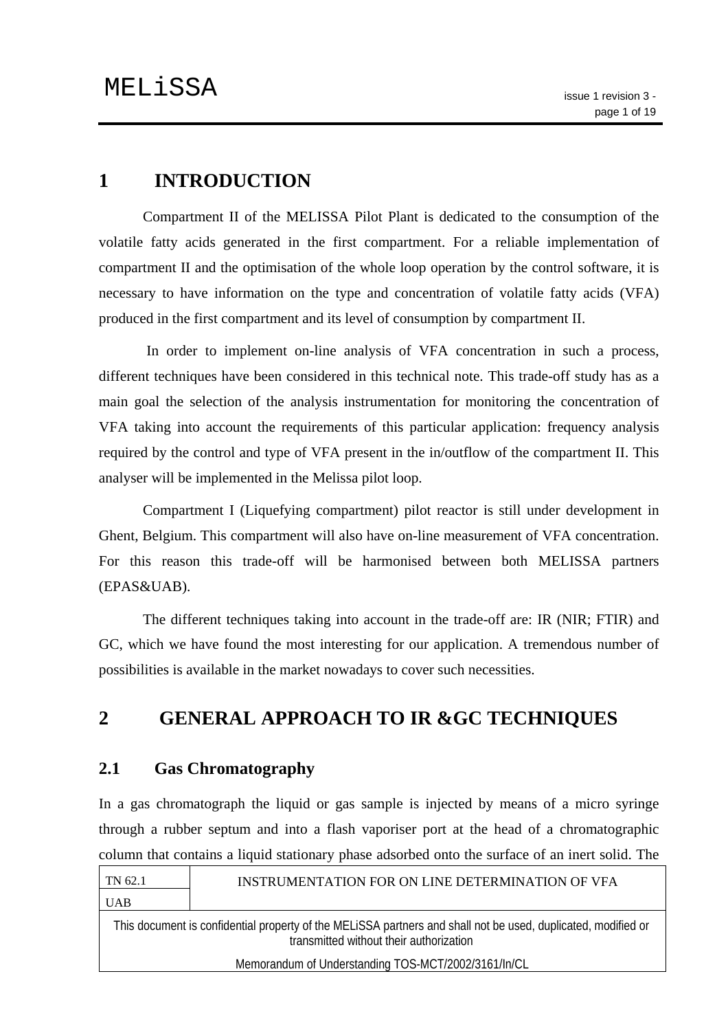# 1 INTRODUCTION

Compartment II of the MELISSA Pilot Plant is dedicated to the consumption of the volatile fatty acids generated in the first compartment. For a reliable implementation of compartment II and the optimisation of the whole loop operation by the control software, it is necessary to have information on the type and concentration of volatile fatty acids (VFA) produced in the first compartment and its level of consumption by compartment II.

In order to implement on-line analysis of VFA concentration in such a process, different techniques have been considered in this technical note. This trade-off study has as a main goal the selection of the analysis instrumentation for monitoring the concentration of VFA taking into account the requirements of this particular application: frequency analysis required by the control and type of VFA present in the in/outflow of the compartment II. This analyser will be implemented in the Melissa pilot loop.

Compartment I (Liquefying compartment) pilot reactor is still under development in Ghent, Belgium. This compartment will also have on-line measurement of VFA concentration. For this reason this trade-off will be harmonised between both MELISSA partners (EPAS&UAB).

The different techniques taking into account in the trade-off are: IR (NIR; FTIR) and GC, which we have found the most interesting for our application. A tremendous number of possibilities is available in the market nowadays to cover such necessities.

# 2 GENERAL APPROACH TO IR &GC TECHNIQUES

## 2.1 Gas Chromatography

In a gas chromatograph the liquid or gas sample is injected by means of a micro syringe through a rubber septum and into a flash vaporiser port at the head of a chromatographic column that contains a liquid stationary phase adsorbed onto the surface of an inert solid. The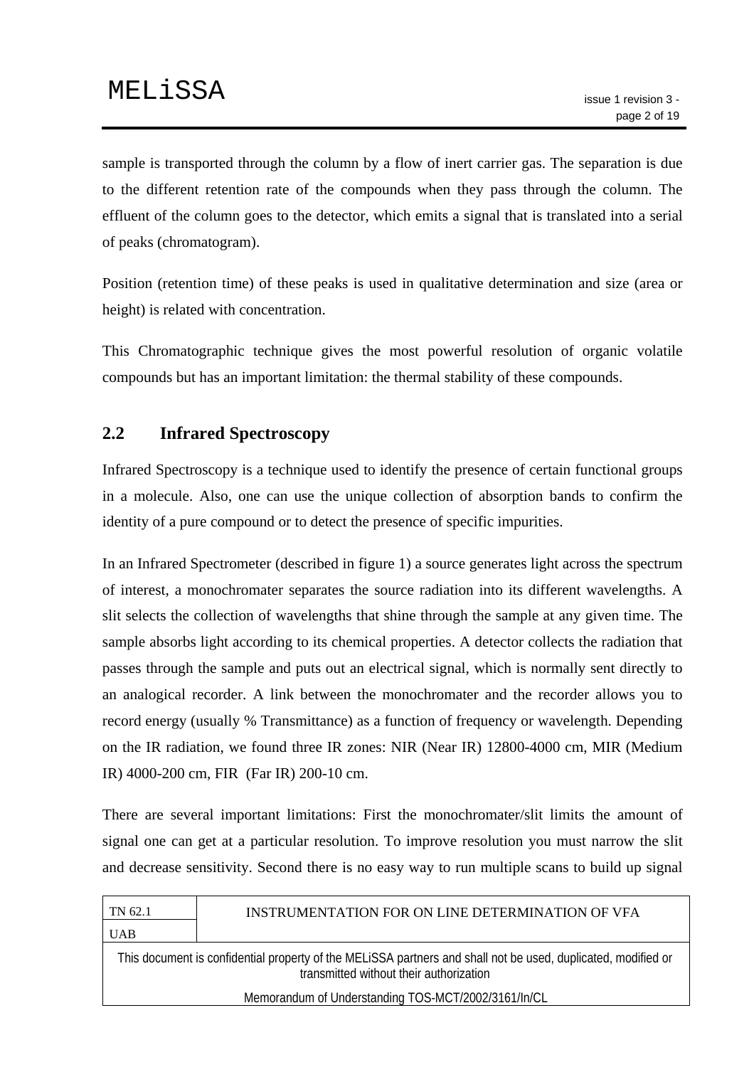sample is transported through the column by a flow of inert carrier gas. The separation is due to the different retention rate of the compounds when they pass through the column. The effluent of the column goes to the detector, which emits a signal that is translated into a serial of peaks (chromatogram).

Position (retention time) of these peaks is used in qualitative determination and size (area or height) is related with concentration.

This Chromatographic technique gives the most powerful resolution of organic volatile compounds but has an important limitation: the thermal stability of these compounds.

## 2.2 Infrared Spectroscopy

Infrared Spectroscopy is a technique used to identify the presence of certain functional groups in a molecule. Also, one can use the unique collection of absorption bands to confirm the identity of a pure compound or to detect the presence of specific impurities.

In an Infrared Spectrometer (described in figure 1) a source generates light across the spectrum of interest, a monochromater separates the source radiation into its different wavelengths. A slit selects the collection of wavelengths that shine through the sample at any given time. The sample absorbs light according to its chemical properties. A detector collects the radiation that passes through the sample and puts out an electrical signal, which is normally sent directly to an analogical recorder. A link between the monochromater and the recorder allows you to record energy (usually % Transmittance) as a function of frequency or wavelength. Depending on the IR radiation, we found three IR zones: NIR (Near IR) 12800-4000 cm, MIR (Medium IR) 4000-200 cm, FIR (Far IR) 200-10 cm.

There are several important limitations: First the monochromater/slit limits the amount of signal one can get at a particular resolution. To improve resolution you must narrow the slit and decrease sensitivity. Second there is no easy way to run multiple scans to build up signal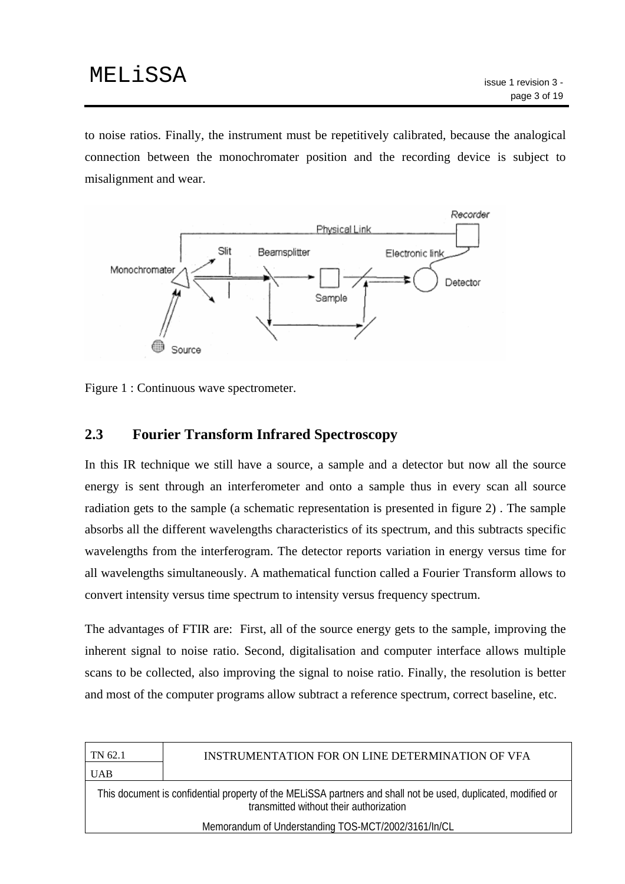to noise ratios. Finally, the instrument must be repetitively calibrated, because the analogical connection between the monochromater position and the recording device is subject to misalignment and wear.

Figure 1 : Continuous wave spectrometer.

## 2.3 Fourier Transform Infrared Spectroscopy

In this IR technique we still have a source, a sample and a detector but now all the source energy is sent through an interferometer and onto a sample thus in every scan all source radiation gets to the sample (a schematic representation is presented in figure 2) . The sample absorbs all the different wavelengths characteristics of its spectrum, and this subtracts specific wavelengths from the interferogram. The detector reports variation in energy versus time for all wavelengths simultaneously. A mathematical function called a Fourier Transform allows to convert intensity versus time spectrum to intensity versus frequency spectrum.

The advantages of FTIR are: First, all of the source energy gets to the sample, improving the inherent signal to noise ratio. Second, digitalisation and computer interface allows multiple scans to be collected, also improving the signal to noise ratio. Finally, the resolution is better and most of the computer programs allow subtract a reference spectrum, correct baseline, etc.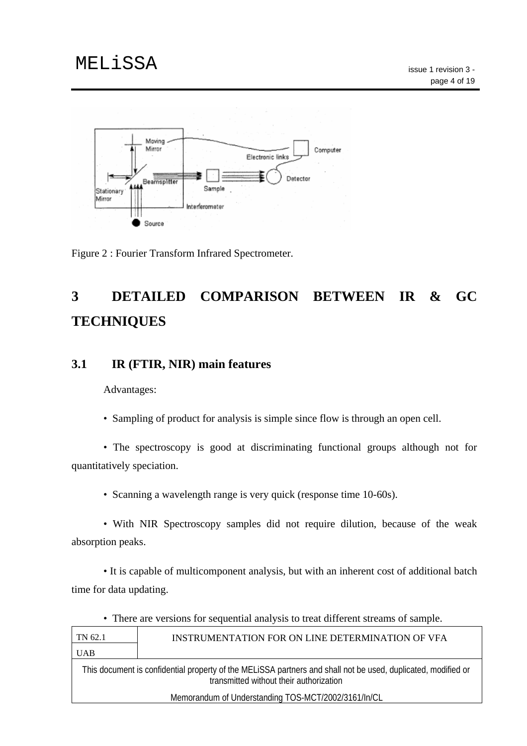Figure 2 : Fourier Transform Infrared Spectrometer.

# 3 DETAILED COMPARISON BETWEEN IR & GC TECHNIQUES

## 3.1 IR (FTIR, NIR) main features

Advantages:

- Sampling of product for analysis is simple since flow is through an open cell.
- The spectroscopy is good at discriminating functional groups although not for quantitatively speciation.
- Scanning a wavelength range is very quick (response time 10-60s).
- With NIR Spectroscopy samples did not require dilution, because of the weak absorption peaks.
- It is capable of multicomponent analysis, but with an inherent cost of additional batch time for data updating.
- There are versions for sequential analysis to treat different streams of sample.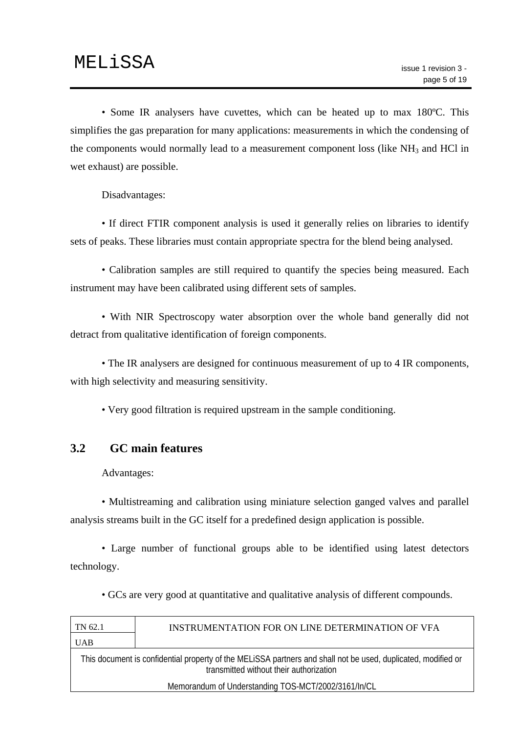• Some IR analysers have cuvettes, which can be heated up to max 180ºC. This simplifies the gas preparation for many applications: measurements in which the condensing of the components would normally lead to a measurement component loss (like $NH_3$ and HCl in wet exhaust) are possible.

Disadvantages:

• If direct FTIR component analysis is used it generally relies on libraries to identify sets of peaks. These libraries must contain appropriate spectra for the blend being analysed.

• Calibration samples are still required to quantify the species being measured. Each instrument may have been calibrated using different sets of samples.

• With NIR Spectroscopy water absorption over the whole band generally did not detract from qualitative identification of foreign components.

• The IR analysers are designed for continuous measurement of up to 4 IR components, with high selectivity and measuring sensitivity.

• Very good filtration is required upstream in the sample conditioning.

## 3.2 GC main features

Advantages:

• Multistreaming and calibration using miniature selection ganged valves and parallel analysis streams built in the GC itself for a predefined design application is possible.

• Large number of functional groups able to be identified using latest detectors technology.

• GCs are very good at quantitative and qualitative analysis of different compounds.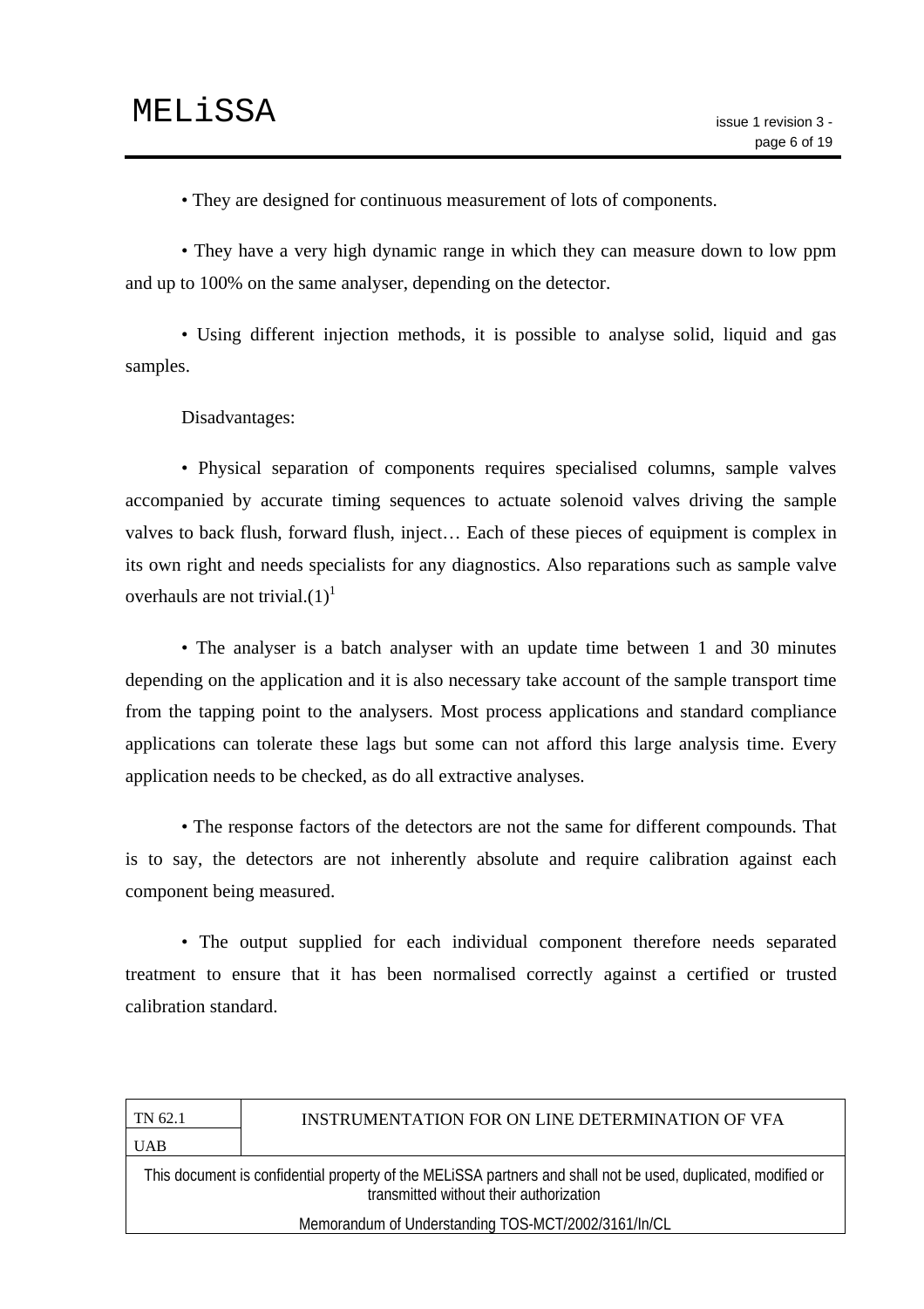• They are designed for continuous measurement of lots of components.

• They have a very high dynamic range in which they can measure down to low ppm and up to 100% on the same analyser, depending on the detector.

• Using different injection methods, it is possible to analyse solid, liquid and gas samples.

Disadvantages:

• Physical separation of components requires specialised columns, sample valves accompanied by accurate timing sequences to actuate solenoid valves driving the sample valves to back flush, forward flush, inject… Each of these pieces of equipment is complex in its own right and needs specialists for any diagnostics. Also reparations such as sample valve overhauls are not trivial.(1)[1]

• The analyser is a batch analyser with an update time between 1 and 30 minutes depending on the application and it is also necessary take account of the sample transport time from the tapping point to the analysers. Most process applications and standard compliance applications can tolerate these lags but some can not afford this large analysis time. Every application needs to be checked, as do all extractive analyses.

• The response factors of the detectors are not the same for different compounds. That is to say, the detectors are not inherently absolute and require calibration against each component being measured.

• The output supplied for each individual component therefore needs separated treatment to ensure that it has been normalised correctly against a certified or trusted calibration standard.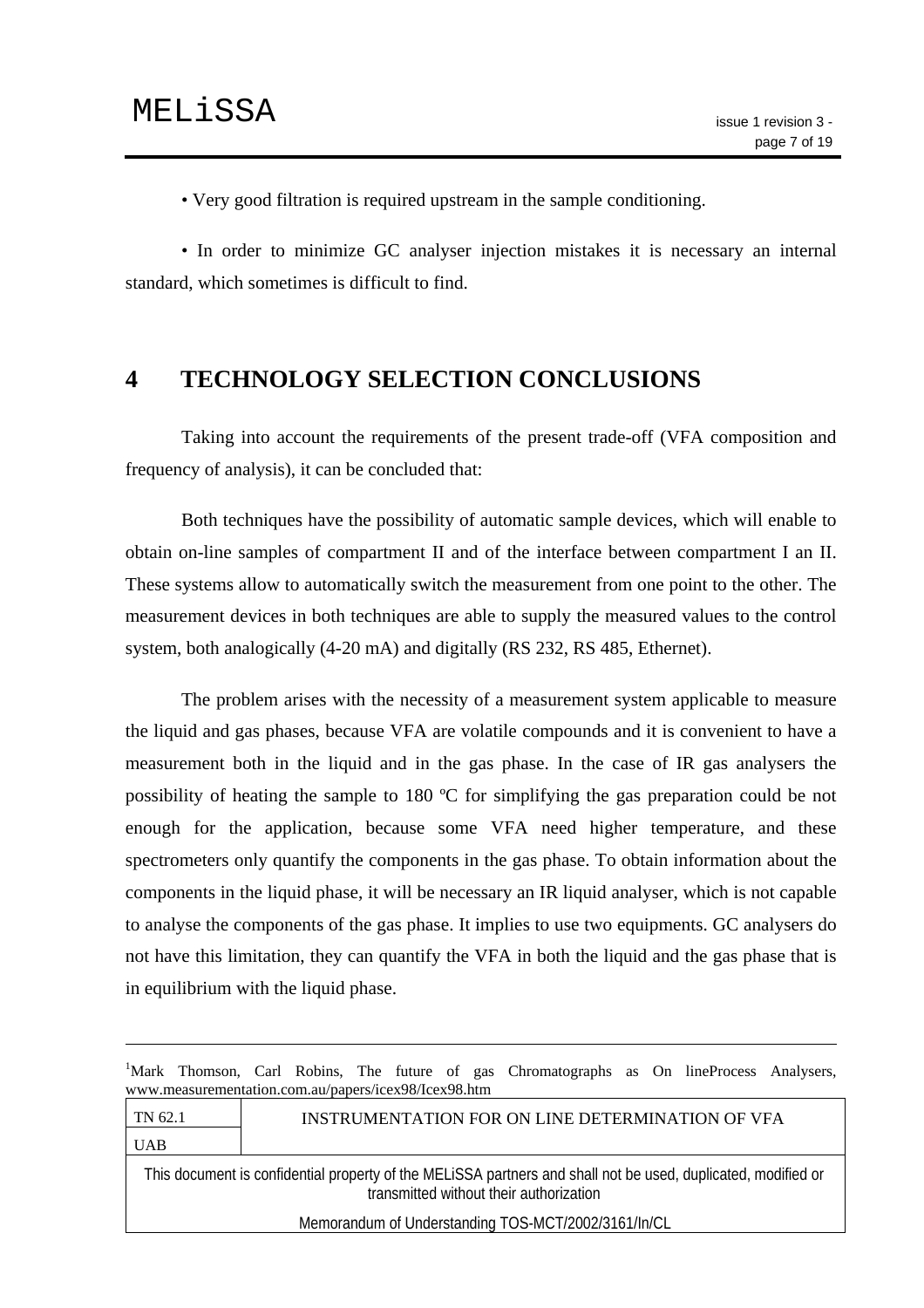• Very good filtration is required upstream in the sample conditioning.

• In order to minimize GC analyser injection mistakes it is necessary an internal standard, which sometimes is difficult to find.

# 4 TECHNOLOGY SELECTION CONCLUSIONS

Taking into account the requirements of the present trade-off (VFA composition and frequency of analysis), it can be concluded that:

Both techniques have the possibility of automatic sample devices, which will enable to obtain on-line samples of compartment II and of the interface between compartment I an II. These systems allow to automatically switch the measurement from one point to the other. The measurement devices in both techniques are able to supply the measured values to the control system, both analogically (4-20 mA) and digitally (RS 232, RS 485, Ethernet).

The problem arises with the necessity of a measurement system applicable to measure the liquid and gas phases, because VFA are volatile compounds and it is convenient to have a measurement both in the liquid and in the gas phase. In the case of IR gas analysers the possibility of heating the sample to 180 ºC for simplifying the gas preparation could be not enough for the application, because some VFA need higher temperature, and these spectrometers only quantify the components in the gas phase. To obtain information about the components in the liquid phase, it will be necessary an IR liquid analyser, which is not capable to analyse the components of the gas phase. It implies to use two equipments. GC analysers do not have this limitation, they can quantify the VFA in both the liquid and the gas phase that is in equilibrium with the liquid phase.

---

[1]Mark Thomson, Carl Robins, The future of gas Chromatographs as On lineProcess Analysers, www.measurementation.com.au/papers/icex98/Icex98.htm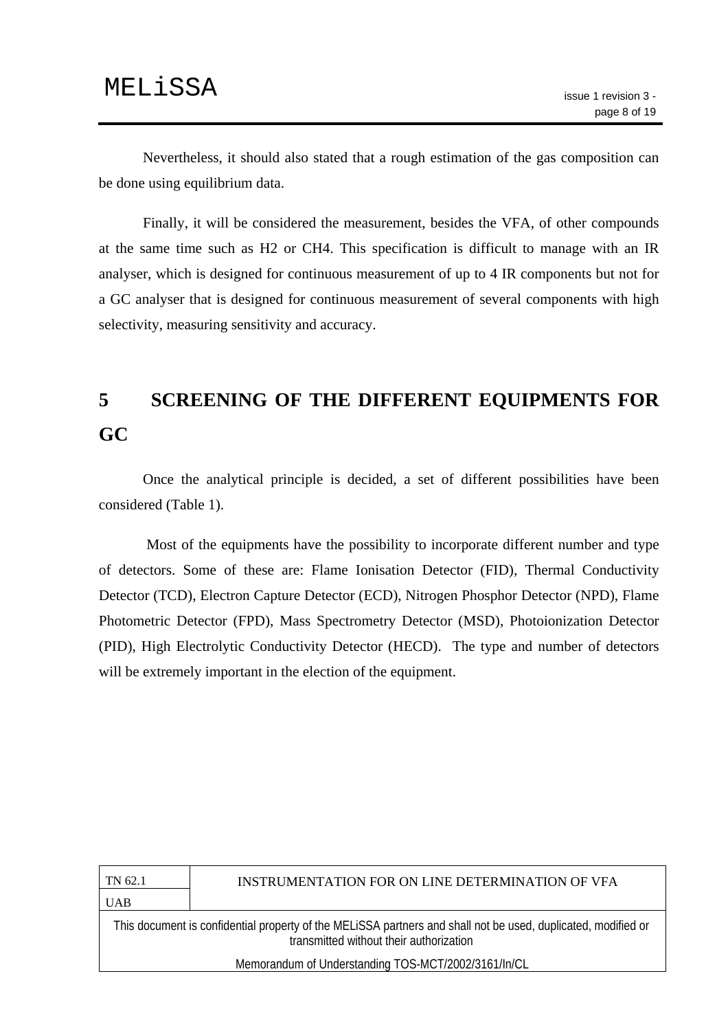Nevertheless, it should also stated that a rough estimation of the gas composition can be done using equilibrium data.

Finally, it will be considered the measurement, besides the VFA, of other compounds at the same time such as H2 or CH4. This specification is difficult to manage with an IR analyser, which is designed for continuous measurement of up to 4 IR components but not for a GC analyser that is designed for continuous measurement of several components with high selectivity, measuring sensitivity and accuracy.

# 5 SCREENING OF THE DIFFERENT EQUIPMENTS FOR GC

Once the analytical principle is decided, a set of different possibilities have been considered (Table 1).

Most of the equipments have the possibility to incorporate different number and type of detectors. Some of these are: Flame Ionisation Detector (FID), Thermal Conductivity Detector (TCD), Electron Capture Detector (ECD), Nitrogen Phosphor Detector (NPD), Flame Photometric Detector (FPD), Mass Spectrometry Detector (MSD), Photoionization Detector (PID), High Electrolytic Conductivity Detector (HECD). The type and number of detectors will be extremely important in the election of the equipment.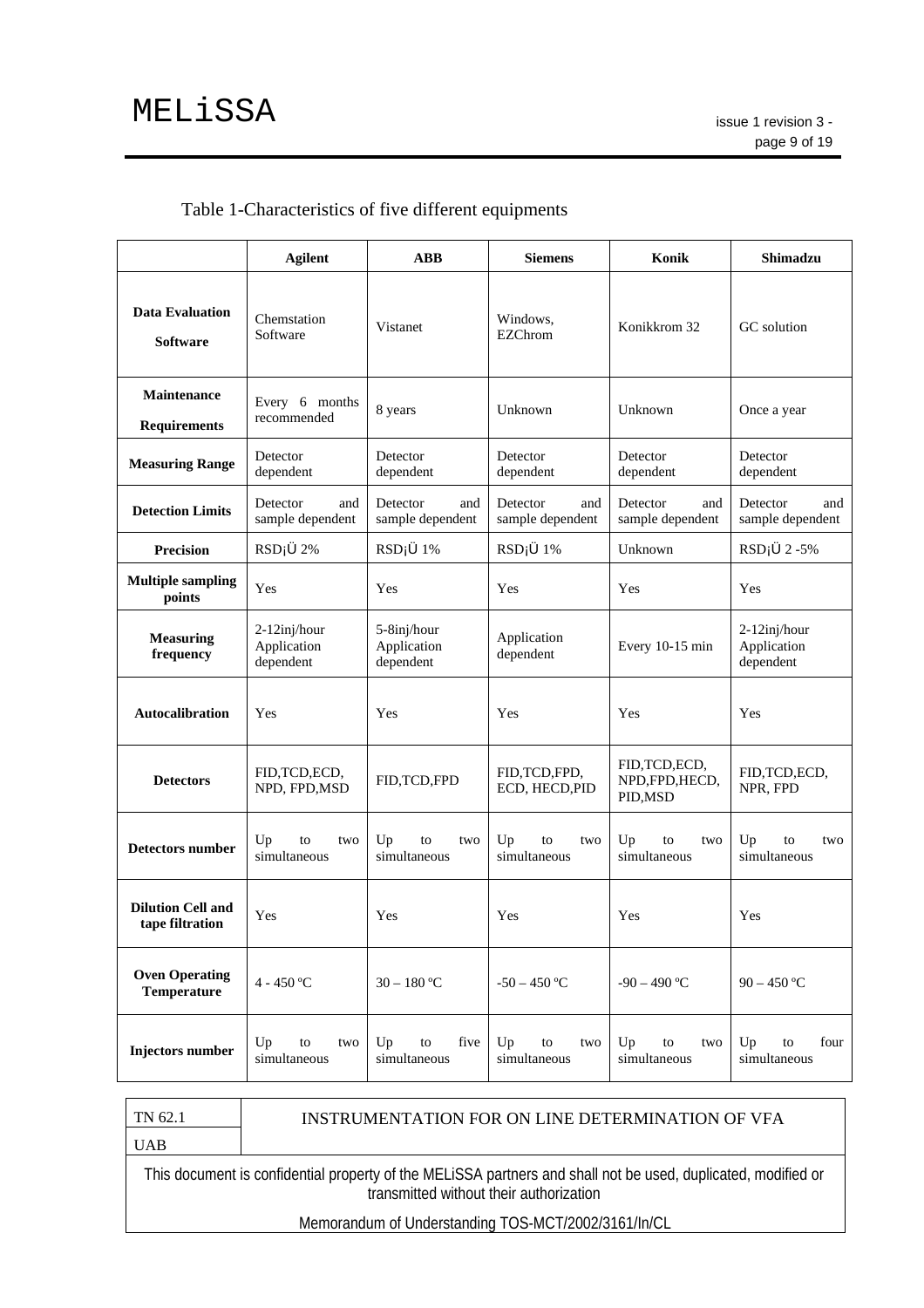Table 1-Characteristics of five different equipments

| | Agilent | ABB | Siemens | Konik | Shimadzu |
|---|---|---|---|---|---|
| **Data Evaluation Software** | Chemstation Software | Vistanet | Windows, EZChrom | Konikkrom 32 | GC solution |
| **Maintenance Requirements** | Every 6 months recommended | 8 years | Unknown | Unknown | Once a year |
| **Measuring Range** | Detector dependent | Detector dependent | Detector dependent | Detector dependent | Detector dependent |
| **Detection Limits** | Detector and sample dependent | Detector and sample dependent | Detector and sample dependent | Detector and sample dependent | Detector and sample dependent |
| **Precision** | RSD¡Ü 2% | RSD¡Ü 1% | RSD¡Ü 1% | Unknown | RSD¡Ü 2 -5% |
| **Multiple sampling points** | Yes | Yes | Yes | Yes | Yes |
| **Measuring frequency** | 2-12inj/hour Application dependent | 5-8inj/hour Application dependent | Application dependent | Every 10-15 min | 2-12inj/hour Application dependent |
| **Autocalibration** | Yes | Yes | Yes | Yes | Yes |
| **Detectors** | FID,TCD,ECD, NPD, FPD,MSD | FID,TCD,FPD | FID,TCD,FPD, ECD, HECD,PID | FID,TCD,ECD, NPD,FPD,HECD, PID,MSD | FID,TCD,ECD, NPR, FPD |
| **Detectors number** | Up to two simultaneous | Up to two simultaneous | Up to two simultaneous | Up to two simultaneous | Up to two simultaneous |
| **Dilution Cell and tape filtration** | Yes | Yes | Yes | Yes | Yes |
| **Oven Operating Temperature** | 4 - 450 ºC | 30 – 180 ºC | -50 – 450 ºC | -90 – 490 ºC | 90 – 450 ºC |
| **Injectors number** | Up to two simultaneous | Up to five simultaneous | Up to two simultaneous | Up to two simultaneous | Up to four simultaneous |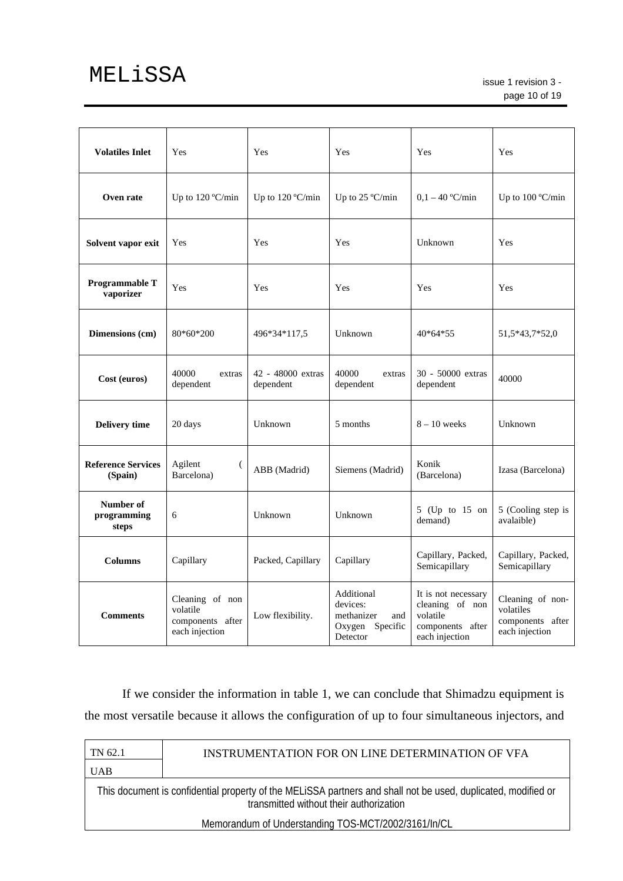| Volatiles Inlet | Yes | Yes | Yes | Yes | Yes |
|---|---|---|---|---|---|
| **Oven rate** | Up to 120 ºC/min | Up to 120 ºC/min | Up to 25 ºC/min | 0,1 – 40 ºC/min | Up to 100 ºC/min |
| **Solvent vapor exit** | Yes | Yes | Yes | Unknown | Yes |
| **Programmable T vaporizer** | Yes | Yes | Yes | Yes | Yes |
| **Dimensions (cm)** | 80*60*200 | 496*34*117,5 | Unknown | 40*64*55 | 51,5*43,7*52,0 |
| **Cost (euros)** | 40000 extras dependent | 42 - 48000 extras dependent | 40000 extras dependent | 30 - 50000 extras dependent | 40000 |
| **Delivery time** | 20 days | Unknown | 5 months | 8 – 10 weeks | Unknown |
| **Reference Services (Spain)** | Agilent ( Barcelona) | ABB (Madrid) | Siemens (Madrid) | Konik (Barcelona) | Izasa (Barcelona) |
| **Number of programming steps** | 6 | Unknown | Unknown | 5 (Up to 15 on demand) | 5 (Cooling step is avalaible) |
| **Columns** | Capillary | Packed, Capillary | Capillary | Capillary, Packed, Semicapillary | Capillary, Packed, Semicapillary |
| **Comments** | Cleaning of non volatile components after each injection | Low flexibility. | Additional devices: methanizer and Oxygen Specific Detector | It is not necessary cleaning of non volatile components after each injection | Cleaning of non-volatiles components after each injection |

If we consider the information in table 1, we can conclude that Shimadzu equipment is the most versatile because it allows the configuration of up to four simultaneous injectors, and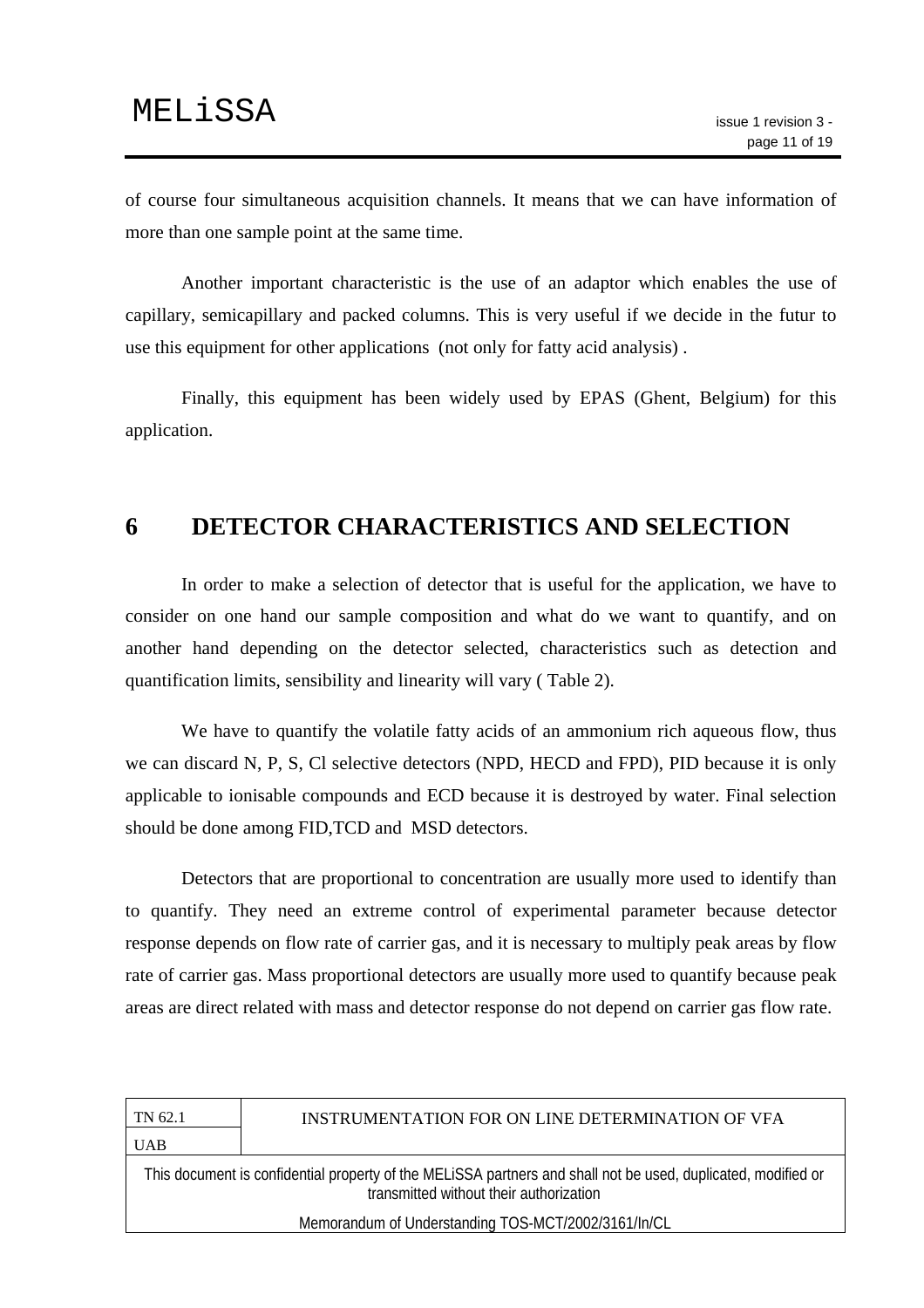of course four simultaneous acquisition channels. It means that we can have information of more than one sample point at the same time.

Another important characteristic is the use of an adaptor which enables the use of capillary, semicapillary and packed columns. This is very useful if we decide in the futur to use this equipment for other applications (not only for fatty acid analysis) .

Finally, this equipment has been widely used by EPAS (Ghent, Belgium) for this application.

## 6 DETECTOR CHARACTERISTICS AND SELECTION

In order to make a selection of detector that is useful for the application, we have to consider on one hand our sample composition and what do we want to quantify, and on another hand depending on the detector selected, characteristics such as detection and quantification limits, sensibility and linearity will vary ( Table 2).

We have to quantify the volatile fatty acids of an ammonium rich aqueous flow, thus we can discard N, P, S, Cl selective detectors (NPD, HECD and FPD), PID because it is only applicable to ionisable compounds and ECD because it is destroyed by water. Final selection should be done among FID,TCD and MSD detectors.

Detectors that are proportional to concentration are usually more used to identify than to quantify. They need an extreme control of experimental parameter because detector response depends on flow rate of carrier gas, and it is necessary to multiply peak areas by flow rate of carrier gas. Mass proportional detectors are usually more used to quantify because peak areas are direct related with mass and detector response do not depend on carrier gas flow rate.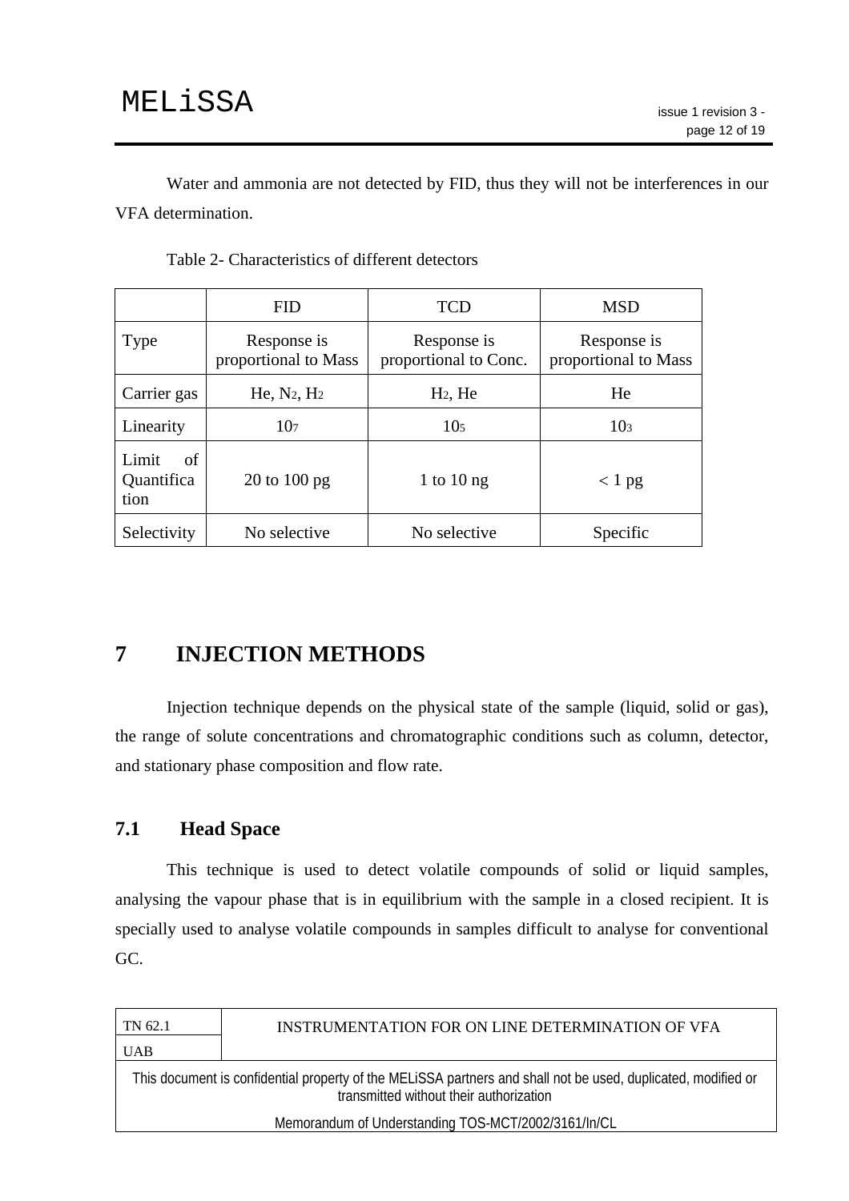Water and ammonia are not detected by FID, thus they will not be interferences in our VFA determination.

Table 2- Characteristics of different detectors

| | FID | TCD | MSD |
|---|---|---|---|
| Type | Response is proportional to Mass | Response is proportional to Conc. | Response is proportional to Mass |
| Carrier gas | He, $N_2$, $H_2$ | $H_2$, He | He |
| Linearity | $10^7$ | $10^5$ | $10^3$ |
| Limit of Quantification | 20 to 100 pg | 1 to 10 ng | < 1 pg |
| Selectivity | No selective | No selective | Specific |

# 7 INJECTION METHODS

Injection technique depends on the physical state of the sample (liquid, solid or gas), the range of solute concentrations and chromatographic conditions such as column, detector, and stationary phase composition and flow rate.

## 7.1 Head Space

This technique is used to detect volatile compounds of solid or liquid samples, analysing the vapour phase that is in equilibrium with the sample in a closed recipient. It is specially used to analyse volatile compounds in samples difficult to analyse for conventional GC.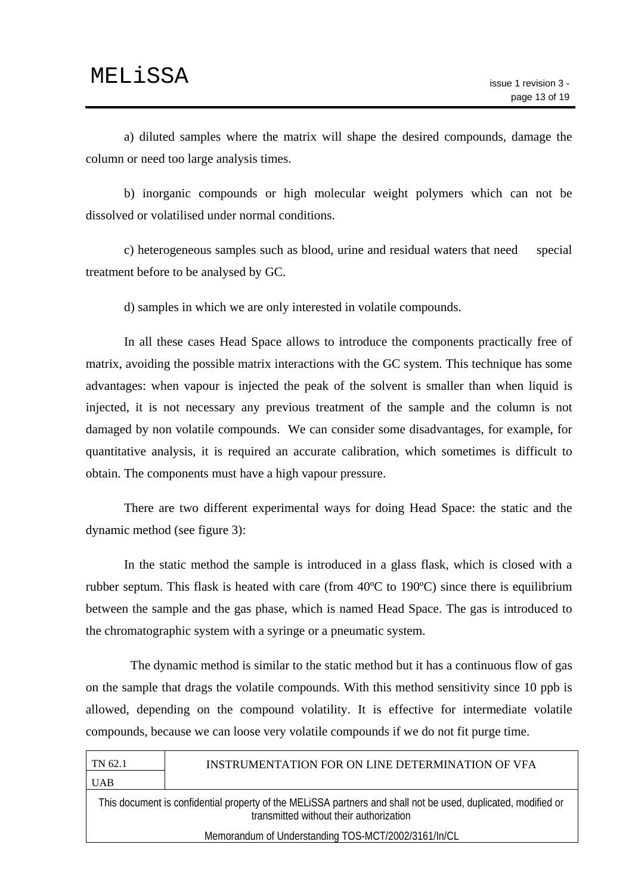a) diluted samples where the matrix will shape the desired compounds, damage the column or need too large analysis times.

b) inorganic compounds or high molecular weight polymers which can not be dissolved or volatilised under normal conditions.

c) heterogeneous samples such as blood, urine and residual waters that need special treatment before to be analysed by GC.

d) samples in which we are only interested in volatile compounds.

In all these cases Head Space allows to introduce the components practically free of matrix, avoiding the possible matrix interactions with the GC system. This technique has some advantages: when vapour is injected the peak of the solvent is smaller than when liquid is injected, it is not necessary any previous treatment of the sample and the column is not damaged by non volatile compounds. We can consider some disadvantages, for example, for quantitative analysis, it is required an accurate calibration, which sometimes is difficult to obtain. The components must have a high vapour pressure.

There are two different experimental ways for doing Head Space: the static and the dynamic method (see figure 3):

In the static method the sample is introduced in a glass flask, which is closed with a rubber septum. This flask is heated with care (from 40ºC to 190ºC) since there is equilibrium between the sample and the gas phase, which is named Head Space. The gas is introduced to the chromatographic system with a syringe or a pneumatic system.

The dynamic method is similar to the static method but it has a continuous flow of gas on the sample that drags the volatile compounds. With this method sensitivity since 10 ppb is allowed, depending on the compound volatility. It is effective for intermediate volatile compounds, because we can loose very volatile compounds if we do not fit purge time.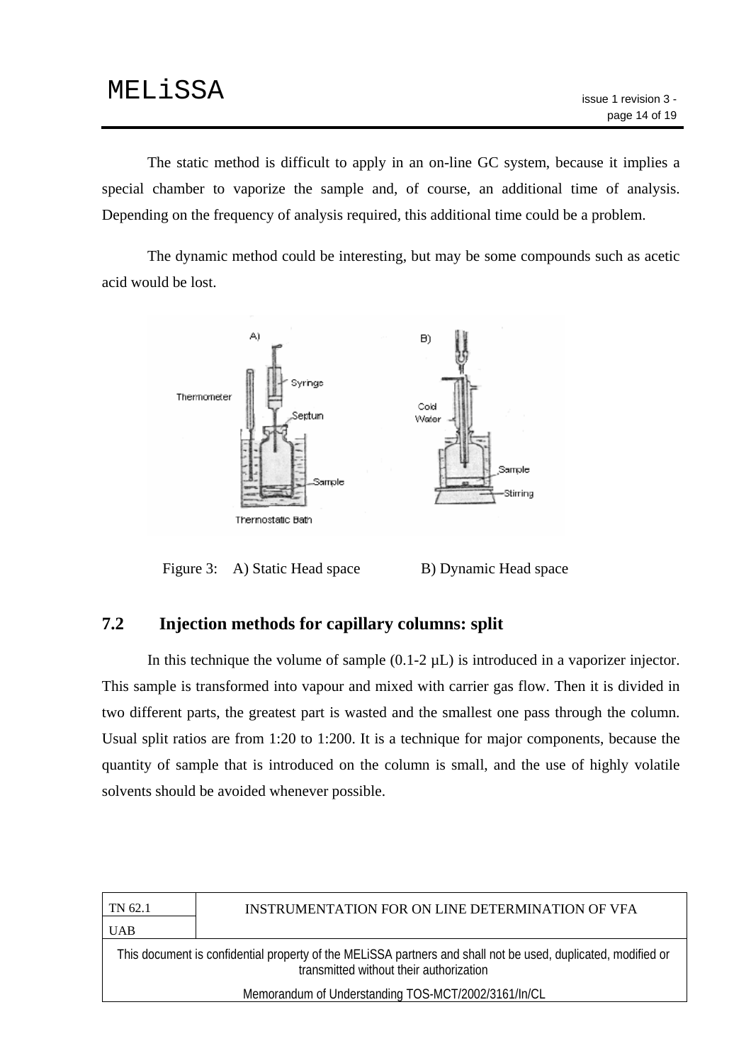The static method is difficult to apply in an on-line GC system, because it implies a special chamber to vaporize the sample and, of course, an additional time of analysis. Depending on the frequency of analysis required, this additional time could be a problem.

The dynamic method could be interesting, but may be some compounds such as acetic acid would be lost.

Figure 3: A) Static Head space B) Dynamic Head space

## 7.2 Injection methods for capillary columns: split

In this technique the volume of sample (0.1-2 μL) is introduced in a vaporizer injector. This sample is transformed into vapour and mixed with carrier gas flow. Then it is divided in two different parts, the greatest part is wasted and the smallest one pass through the column. Usual split ratios are from 1:20 to 1:200. It is a technique for major components, because the quantity of sample that is introduced on the column is small, and the use of highly volatile solvents should be avoided whenever possible.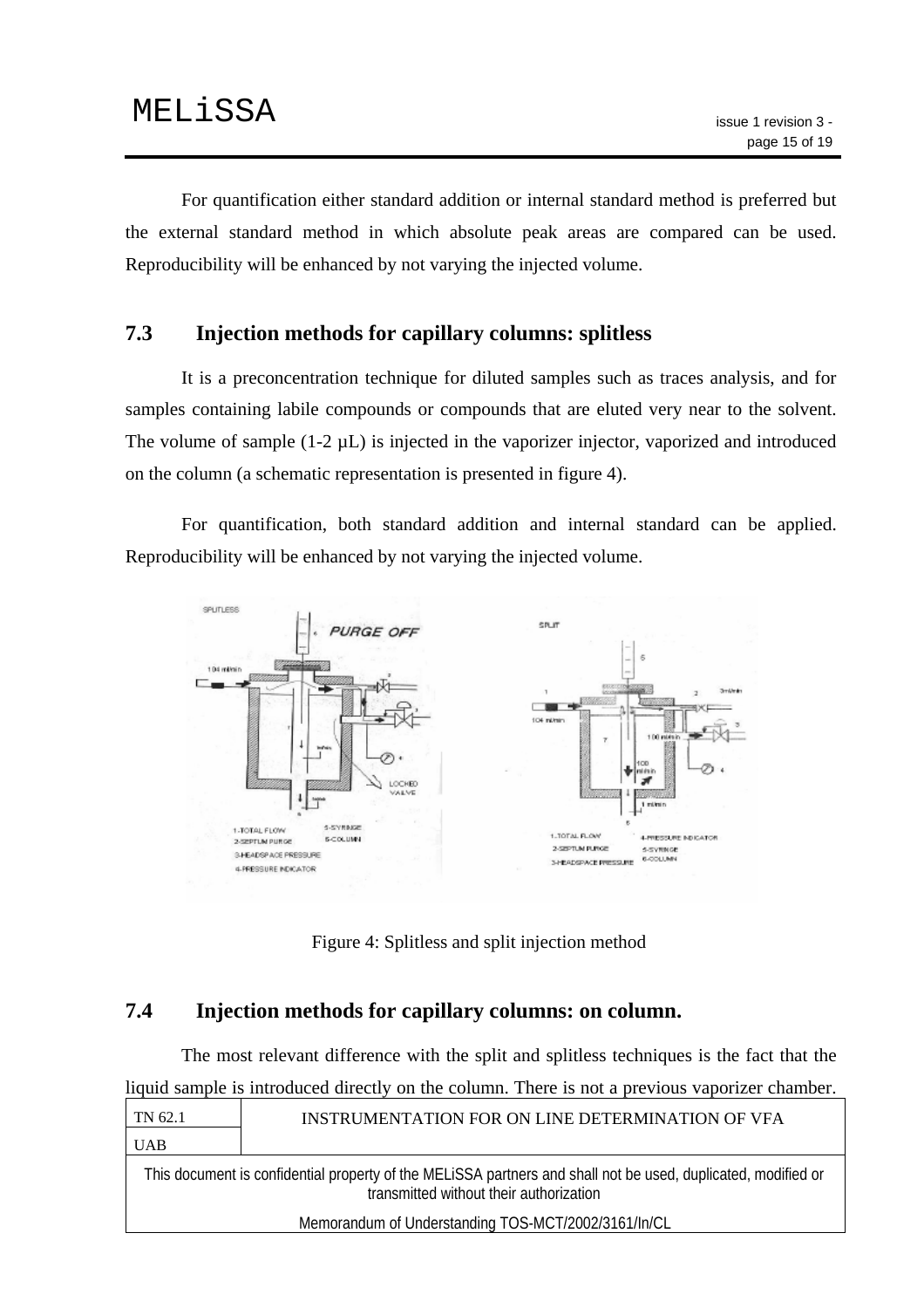For quantification either standard addition or internal standard method is preferred but the external standard method in which absolute peak areas are compared can be used. Reproducibility will be enhanced by not varying the injected volume.

### 7.3 Injection methods for capillary columns: splitless

It is a preconcentration technique for diluted samples such as traces analysis, and for samples containing labile compounds or compounds that are eluted very near to the solvent. The volume of sample (1-2 µL) is injected in the vaporizer injector, vaporized and introduced on the column (a schematic representation is presented in figure 4).

For quantification, both standard addition and internal standard can be applied. Reproducibility will be enhanced by not varying the injected volume.

Figure 4: Splitless and split injection method

### 7.4 Injection methods for capillary columns: on column.

The most relevant difference with the split and splitless techniques is the fact that the liquid sample is introduced directly on the column. There is not a previous vaporizer chamber.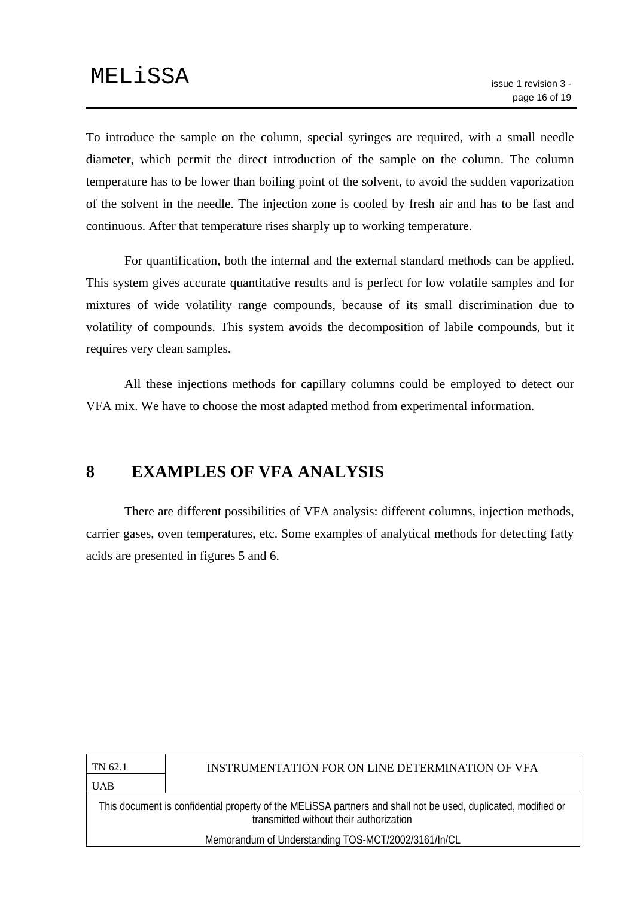To introduce the sample on the column, special syringes are required, with a small needle diameter, which permit the direct introduction of the sample on the column. The column temperature has to be lower than boiling point of the solvent, to avoid the sudden vaporization of the solvent in the needle. The injection zone is cooled by fresh air and has to be fast and continuous. After that temperature rises sharply up to working temperature.

For quantification, both the internal and the external standard methods can be applied. This system gives accurate quantitative results and is perfect for low volatile samples and for mixtures of wide volatility range compounds, because of its small discrimination due to volatility of compounds. This system avoids the decomposition of labile compounds, but it requires very clean samples.

All these injections methods for capillary columns could be employed to detect our VFA mix. We have to choose the most adapted method from experimental information.

# 8 EXAMPLES OF VFA ANALYSIS

There are different possibilities of VFA analysis: different columns, injection methods, carrier gases, oven temperatures, etc. Some examples of analytical methods for detecting fatty acids are presented in figures 5 and 6.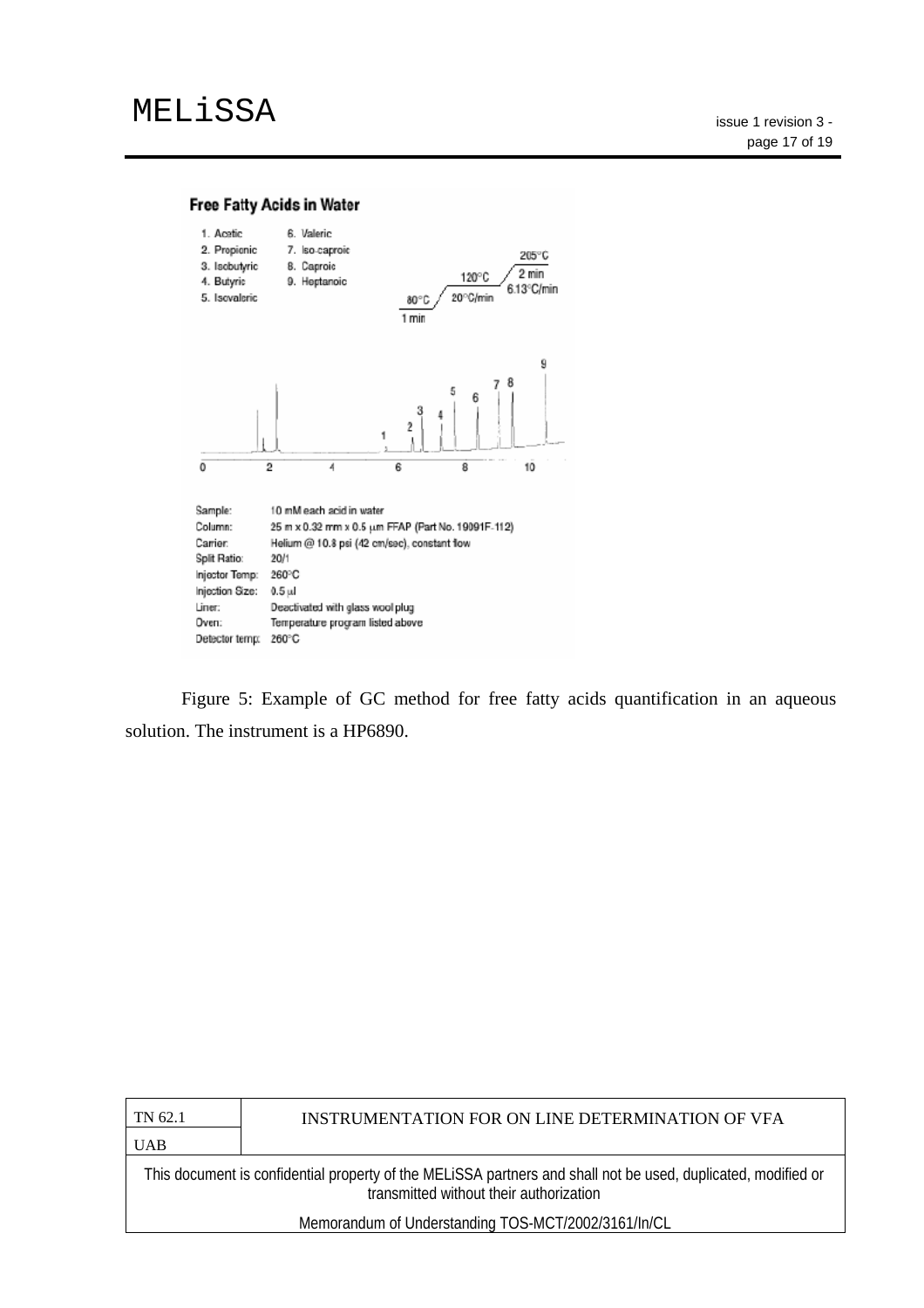**Free Fatty Acids in Water**

1. Acetic
2. Propionic
3. Isobutyric
4. Butyric
5. Isovaleric
6. Valeric
7. Iso-caproic
8. Caproic
9. Heptanoic

80°C, 1 min → 20°C/min → 120°C → 6.13°C/min → 205°C, 2 min

| | |
|---|---|
| Sample: | 10 mM each acid in water |
| Column: | 25 m x 0.32 mm x 0.5 µm FFAP (Part No. 19091F-112) |
| Carrier: | Helium @ 10.8 psi (42 cm/sec), constant flow |
| Split Ratio: | 20/1 |
| Injector Temp: | 260°C |
| Injection Size: | 0.5 µl |
| Liner: | Deactivated with glass wool plug |
| Oven: | Temperature program listed above |
| Detector temp: | 260°C |

Figure 5: Example of GC method for free fatty acids quantification in an aqueous solution. The instrument is a HP6890.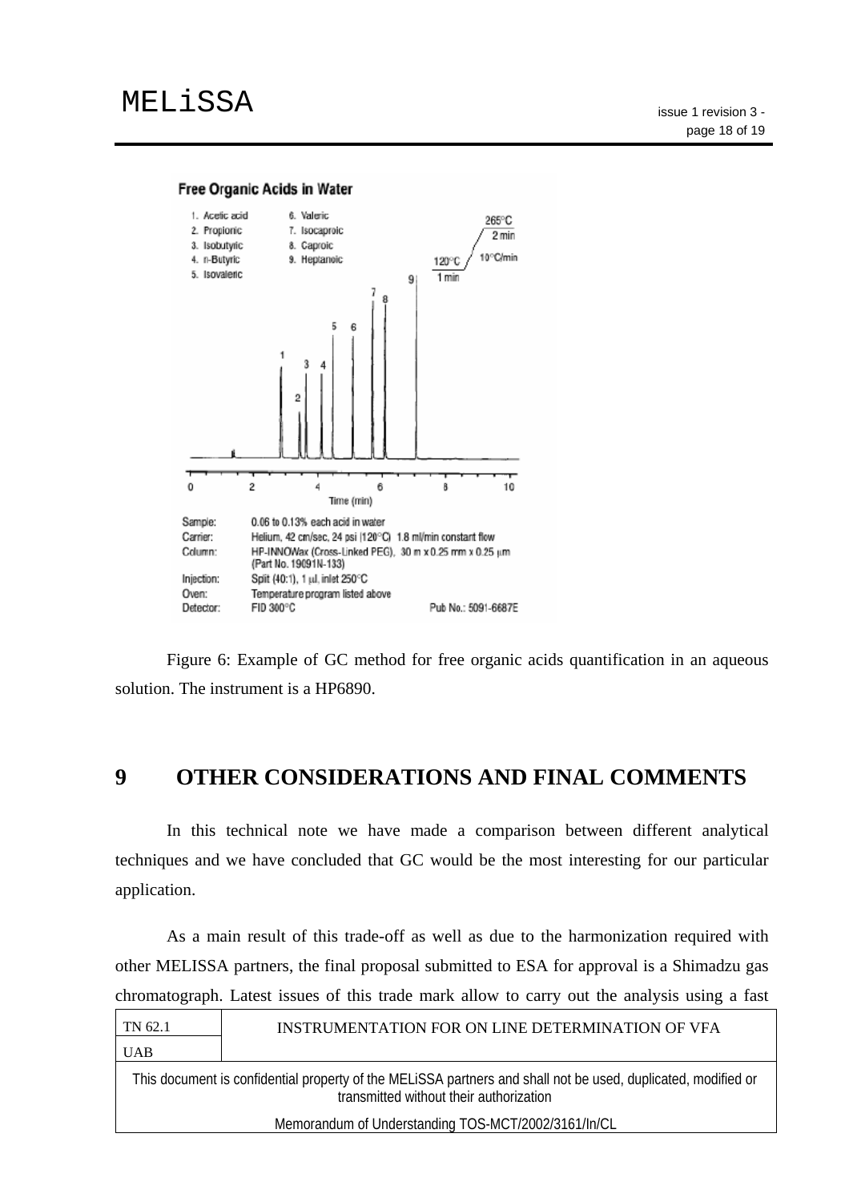Figure 6: Example of GC method for free organic acids quantification in an aqueous solution. The instrument is a HP6890.

# 9 OTHER CONSIDERATIONS AND FINAL COMMENTS

In this technical note we have made a comparison between different analytical techniques and we have concluded that GC would be the most interesting for our particular application.

As a main result of this trade-off as well as due to the harmonization required with other MELISSA partners, the final proposal submitted to ESA for approval is a Shimadzu gas chromatograph. Latest issues of this trade mark allow to carry out the analysis using a fast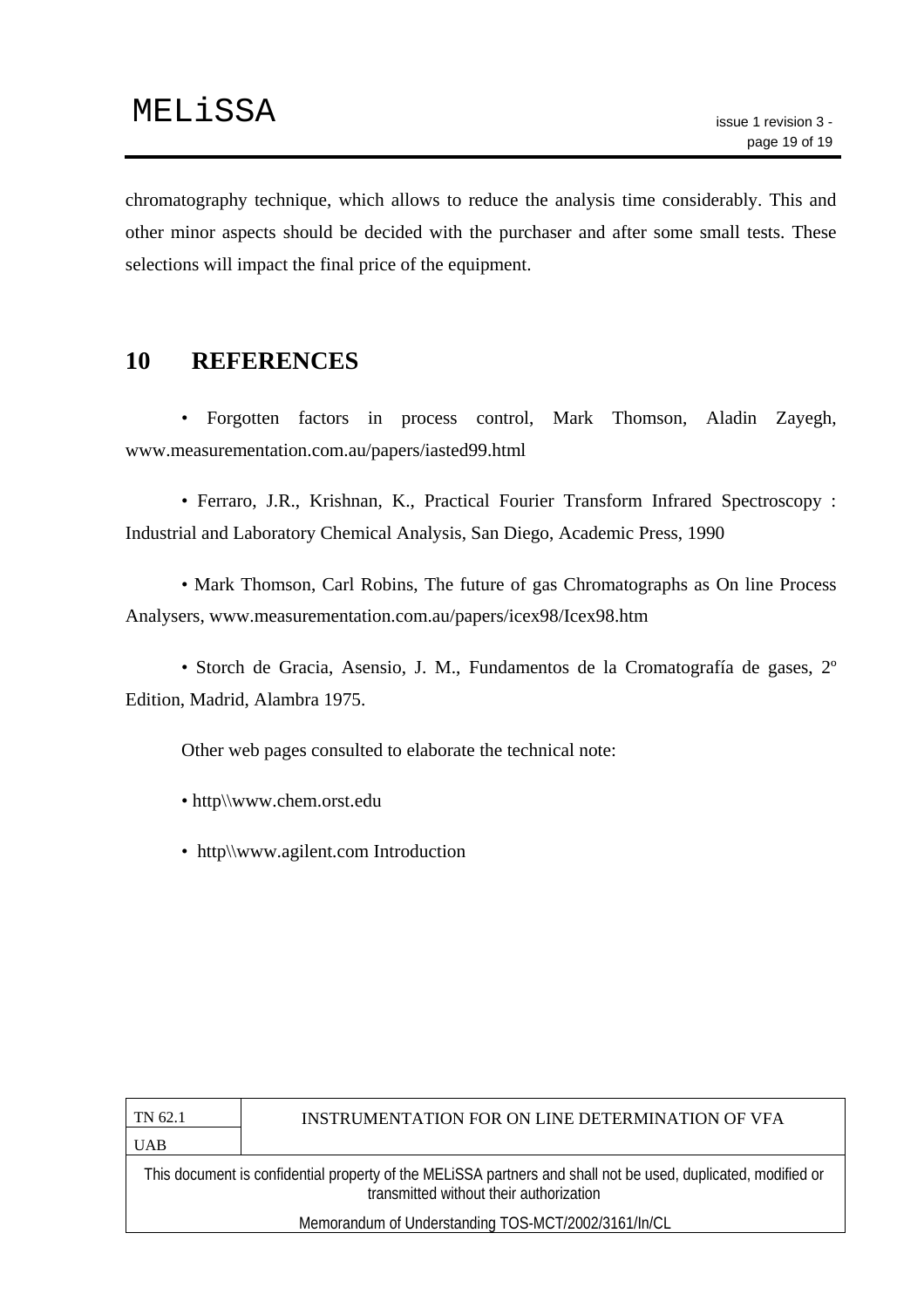chromatography technique, which allows to reduce the analysis time considerably. This and other minor aspects should be decided with the purchaser and after some small tests. These selections will impact the final price of the equipment.

# 10 REFERENCES

• Forgotten factors in process control, Mark Thomson, Aladin Zayegh, www.measurementation.com.au/papers/iasted99.html

• Ferraro, J.R., Krishnan, K., Practical Fourier Transform Infrared Spectroscopy : Industrial and Laboratory Chemical Analysis, San Diego, Academic Press, 1990

• Mark Thomson, Carl Robins, The future of gas Chromatographs as On line Process Analysers, www.measurementation.com.au/papers/icex98/Icex98.htm

• Storch de Gracia, Asensio, J. M., Fundamentos de la Cromatografía de gases, 2º Edition, Madrid, Alambra 1975.

Other web pages consulted to elaborate the technical note:

• http\\www.chem.orst.edu

• http\\www.agilent.com Introduction